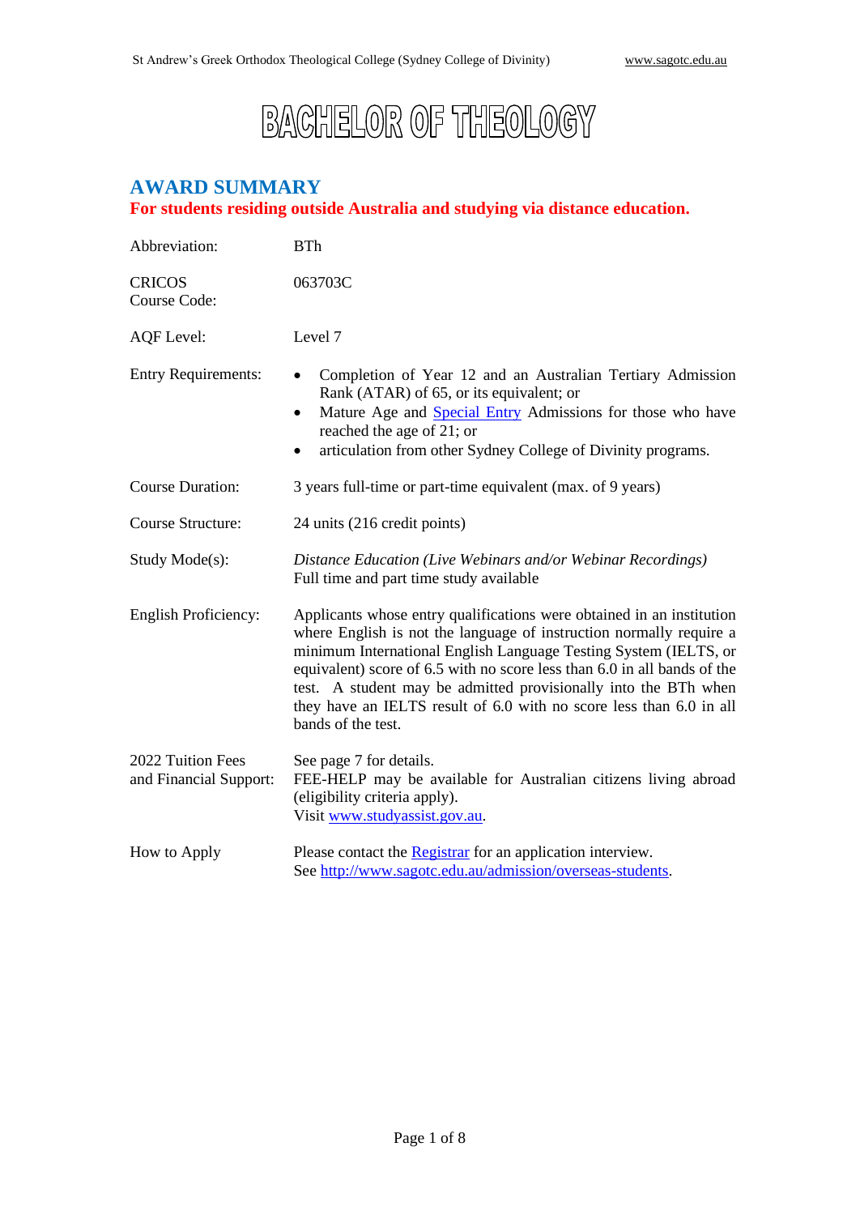# BACHELOR OF THEOLOGY

## AWARD SUMMARY

**For students residing outside Australia and studying via distance education.**

| | |
|---|---|
| Abbreviation: | BTh |
| CRICOS Course Code: | 063703C |
| AQF Level: | Level 7 |
| Entry Requirements: | • Completion of Year 12 and an Australian Tertiary Admission Rank (ATAR) of 65, or its equivalent; or<br>• Mature Age and Special Entry Admissions for those who have reached the age of 21; or<br>• articulation from other Sydney College of Divinity programs. |
| Course Duration: | 3 years full-time or part-time equivalent (max. of 9 years) |
| Course Structure: | 24 units (216 credit points) |
| Study Mode(s): | *Distance Education (Live Webinars and/or Webinar Recordings)*<br>Full time and part time study available |
| English Proficiency: | Applicants whose entry qualifications were obtained in an institution where English is not the language of instruction normally require a minimum International English Language Testing System (IELTS, or equivalent) score of 6.5 with no score less than 6.0 in all bands of the test. A student may be admitted provisionally into the BTh when they have an IELTS result of 6.0 with no score less than 6.0 in all bands of the test. |
| 2022 Tuition Fees and Financial Support: | See page 7 for details.<br>FEE-HELP may be available for Australian citizens living abroad (eligibility criteria apply).<br>Visit www.studyassist.gov.au. |
| How to Apply | Please contact the Registrar for an application interview.<br>See http://www.sagotc.edu.au/admission/overseas-students. |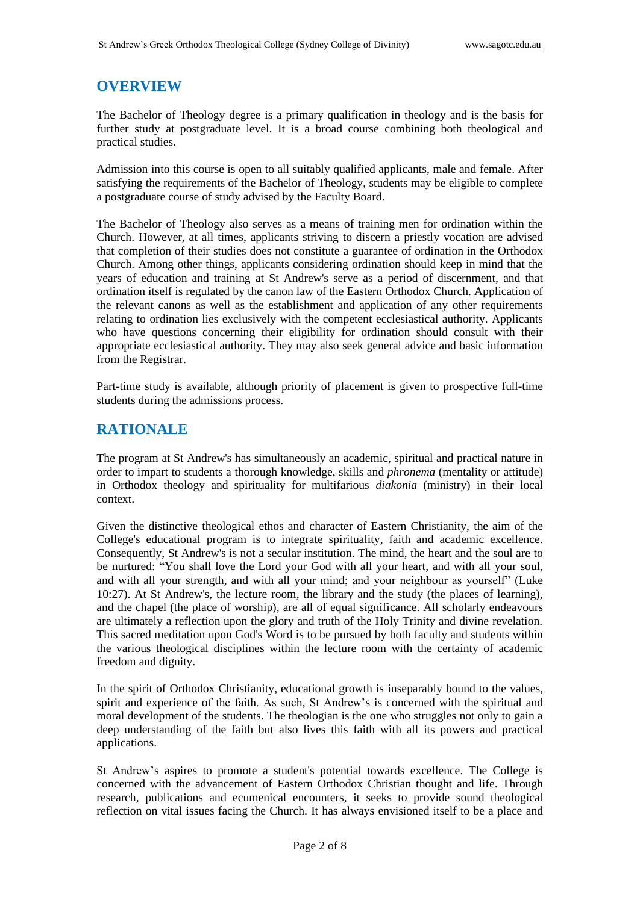## OVERVIEW

The Bachelor of Theology degree is a primary qualification in theology and is the basis for further study at postgraduate level. It is a broad course combining both theological and practical studies.

Admission into this course is open to all suitably qualified applicants, male and female. After satisfying the requirements of the Bachelor of Theology, students may be eligible to complete a postgraduate course of study advised by the Faculty Board.

The Bachelor of Theology also serves as a means of training men for ordination within the Church. However, at all times, applicants striving to discern a priestly vocation are advised that completion of their studies does not constitute a guarantee of ordination in the Orthodox Church. Among other things, applicants considering ordination should keep in mind that the years of education and training at St Andrew's serve as a period of discernment, and that ordination itself is regulated by the canon law of the Eastern Orthodox Church. Application of the relevant canons as well as the establishment and application of any other requirements relating to ordination lies exclusively with the competent ecclesiastical authority. Applicants who have questions concerning their eligibility for ordination should consult with their appropriate ecclesiastical authority. They may also seek general advice and basic information from the Registrar.

Part-time study is available, although priority of placement is given to prospective full-time students during the admissions process.

## RATIONALE

The program at St Andrew's has simultaneously an academic, spiritual and practical nature in order to impart to students a thorough knowledge, skills and *phronema* (mentality or attitude) in Orthodox theology and spirituality for multifarious *diakonia* (ministry) in their local context.

Given the distinctive theological ethos and character of Eastern Christianity, the aim of the College's educational program is to integrate spirituality, faith and academic excellence. Consequently, St Andrew's is not a secular institution. The mind, the heart and the soul are to be nurtured: "You shall love the Lord your God with all your heart, and with all your soul, and with all your strength, and with all your mind; and your neighbour as yourself" (Luke 10:27). At St Andrew's, the lecture room, the library and the study (the places of learning), and the chapel (the place of worship), are all of equal significance. All scholarly endeavours are ultimately a reflection upon the glory and truth of the Holy Trinity and divine revelation. This sacred meditation upon God's Word is to be pursued by both faculty and students within the various theological disciplines within the lecture room with the certainty of academic freedom and dignity.

In the spirit of Orthodox Christianity, educational growth is inseparably bound to the values, spirit and experience of the faith. As such, St Andrew's is concerned with the spiritual and moral development of the students. The theologian is the one who struggles not only to gain a deep understanding of the faith but also lives this faith with all its powers and practical applications.

St Andrew's aspires to promote a student's potential towards excellence. The College is concerned with the advancement of Eastern Orthodox Christian thought and life. Through research, publications and ecumenical encounters, it seeks to provide sound theological reflection on vital issues facing the Church. It has always envisioned itself to be a place and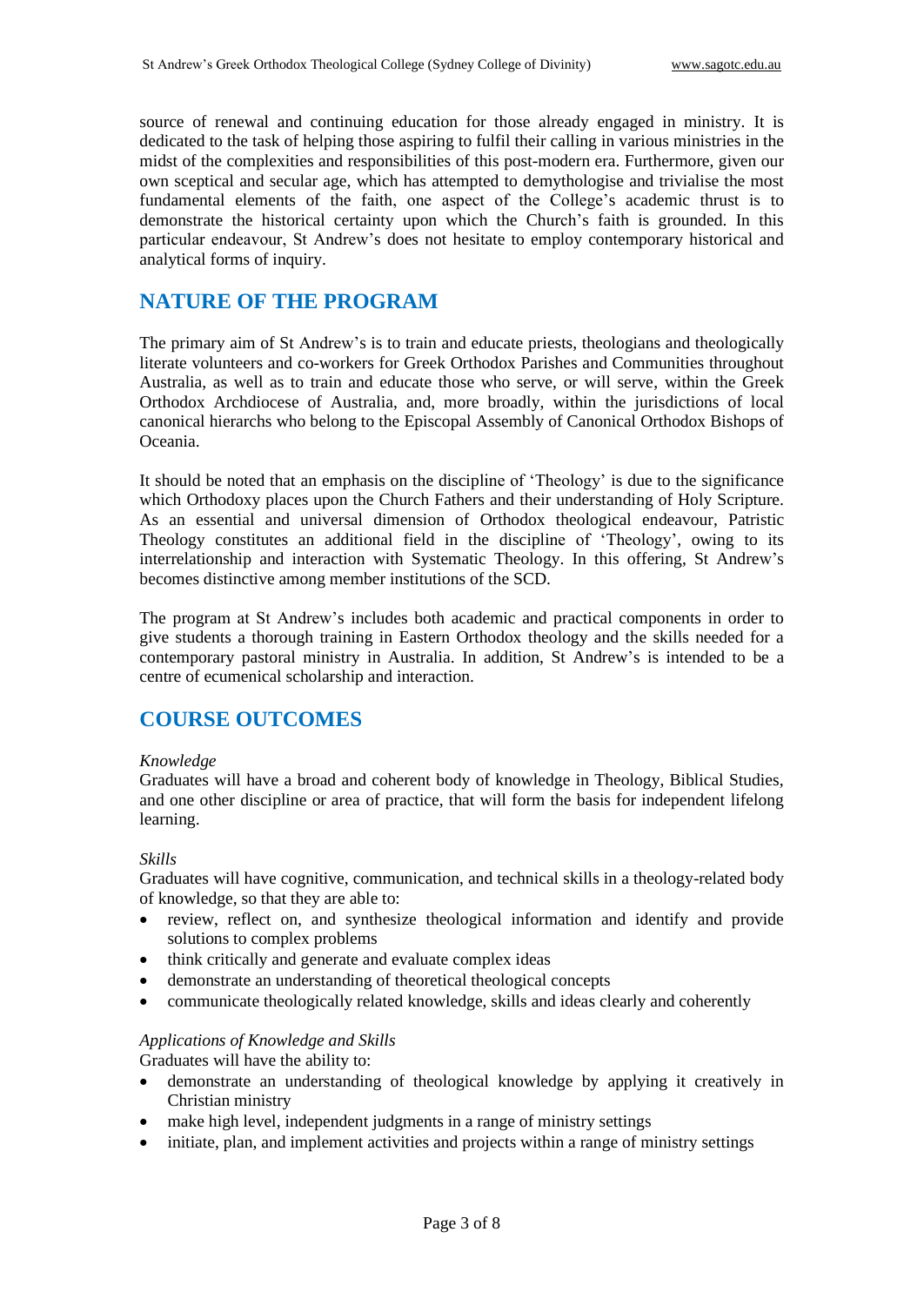source of renewal and continuing education for those already engaged in ministry. It is dedicated to the task of helping those aspiring to fulfil their calling in various ministries in the midst of the complexities and responsibilities of this post-modern era. Furthermore, given our own sceptical and secular age, which has attempted to demythologise and trivialise the most fundamental elements of the faith, one aspect of the College's academic thrust is to demonstrate the historical certainty upon which the Church's faith is grounded. In this particular endeavour, St Andrew's does not hesitate to employ contemporary historical and analytical forms of inquiry.

## NATURE OF THE PROGRAM

The primary aim of St Andrew's is to train and educate priests, theologians and theologically literate volunteers and co-workers for Greek Orthodox Parishes and Communities throughout Australia, as well as to train and educate those who serve, or will serve, within the Greek Orthodox Archdiocese of Australia, and, more broadly, within the jurisdictions of local canonical hierarchs who belong to the Episcopal Assembly of Canonical Orthodox Bishops of Oceania.

It should be noted that an emphasis on the discipline of 'Theology' is due to the significance which Orthodoxy places upon the Church Fathers and their understanding of Holy Scripture. As an essential and universal dimension of Orthodox theological endeavour, Patristic Theology constitutes an additional field in the discipline of 'Theology', owing to its interrelationship and interaction with Systematic Theology. In this offering, St Andrew's becomes distinctive among member institutions of the SCD.

The program at St Andrew's includes both academic and practical components in order to give students a thorough training in Eastern Orthodox theology and the skills needed for a contemporary pastoral ministry in Australia. In addition, St Andrew's is intended to be a centre of ecumenical scholarship and interaction.

## COURSE OUTCOMES

*Knowledge*
Graduates will have a broad and coherent body of knowledge in Theology, Biblical Studies, and one other discipline or area of practice, that will form the basis for independent lifelong learning.

*Skills*
Graduates will have cognitive, communication, and technical skills in a theology-related body of knowledge, so that they are able to:

- review, reflect on, and synthesize theological information and identify and provide solutions to complex problems
- think critically and generate and evaluate complex ideas
- demonstrate an understanding of theoretical theological concepts
- communicate theologically related knowledge, skills and ideas clearly and coherently

*Applications of Knowledge and Skills*
Graduates will have the ability to:

- demonstrate an understanding of theological knowledge by applying it creatively in Christian ministry
- make high level, independent judgments in a range of ministry settings
- initiate, plan, and implement activities and projects within a range of ministry settings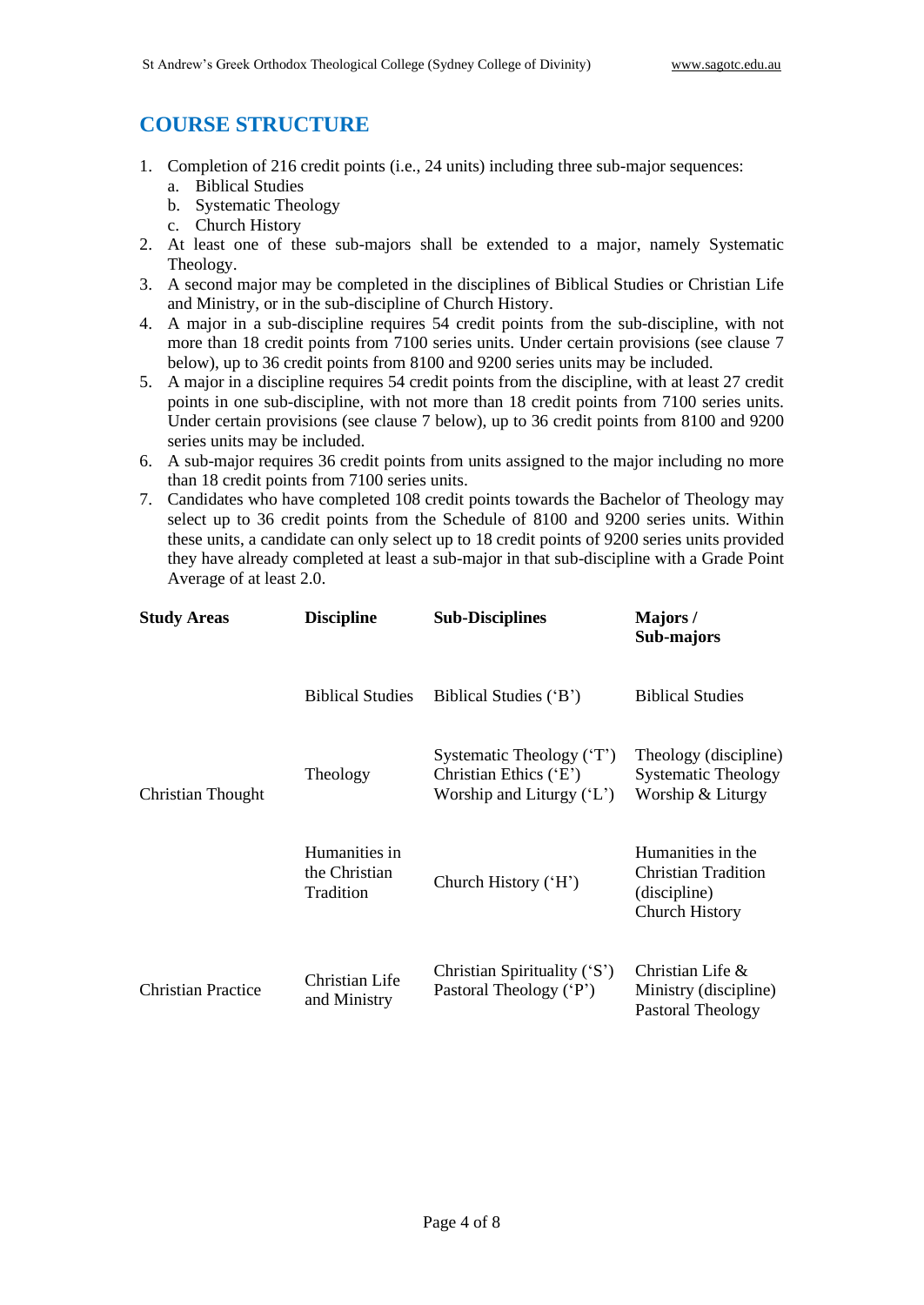## COURSE STRUCTURE

1. Completion of 216 credit points (i.e., 24 units) including three sub-major sequences:
   a. Biblical Studies
   b. Systematic Theology
   c. Church History
2. At least one of these sub-majors shall be extended to a major, namely Systematic Theology.
3. A second major may be completed in the disciplines of Biblical Studies or Christian Life and Ministry, or in the sub-discipline of Church History.
4. A major in a sub-discipline requires 54 credit points from the sub-discipline, with not more than 18 credit points from 7100 series units. Under certain provisions (see clause 7 below), up to 36 credit points from 8100 and 9200 series units may be included.
5. A major in a discipline requires 54 credit points from the discipline, with at least 27 credit points in one sub-discipline, with not more than 18 credit points from 7100 series units. Under certain provisions (see clause 7 below), up to 36 credit points from 8100 and 9200 series units may be included.
6. A sub-major requires 36 credit points from units assigned to the major including no more than 18 credit points from 7100 series units.
7. Candidates who have completed 108 credit points towards the Bachelor of Theology may select up to 36 credit points from the Schedule of 8100 and 9200 series units. Within these units, a candidate can only select up to 18 credit points of 9200 series units provided they have already completed at least a sub-major in that sub-discipline with a Grade Point Average of at least 2.0.

| Study Areas | Discipline | Sub-Disciplines | Majors / Sub-majors |
|---|---|---|---|
| Christian Thought | Biblical Studies | Biblical Studies ('B') | Biblical Studies |
| | Theology | Systematic Theology ('T')<br>Christian Ethics ('E')<br>Worship and Liturgy ('L') | Theology (discipline)<br>Systematic Theology<br>Worship & Liturgy |
| | Humanities in the Christian Tradition | Church History ('H') | Humanities in the Christian Tradition (discipline)<br>Church History |
| Christian Practice | Christian Life and Ministry | Christian Spirituality ('S')<br>Pastoral Theology ('P') | Christian Life & Ministry (discipline)<br>Pastoral Theology |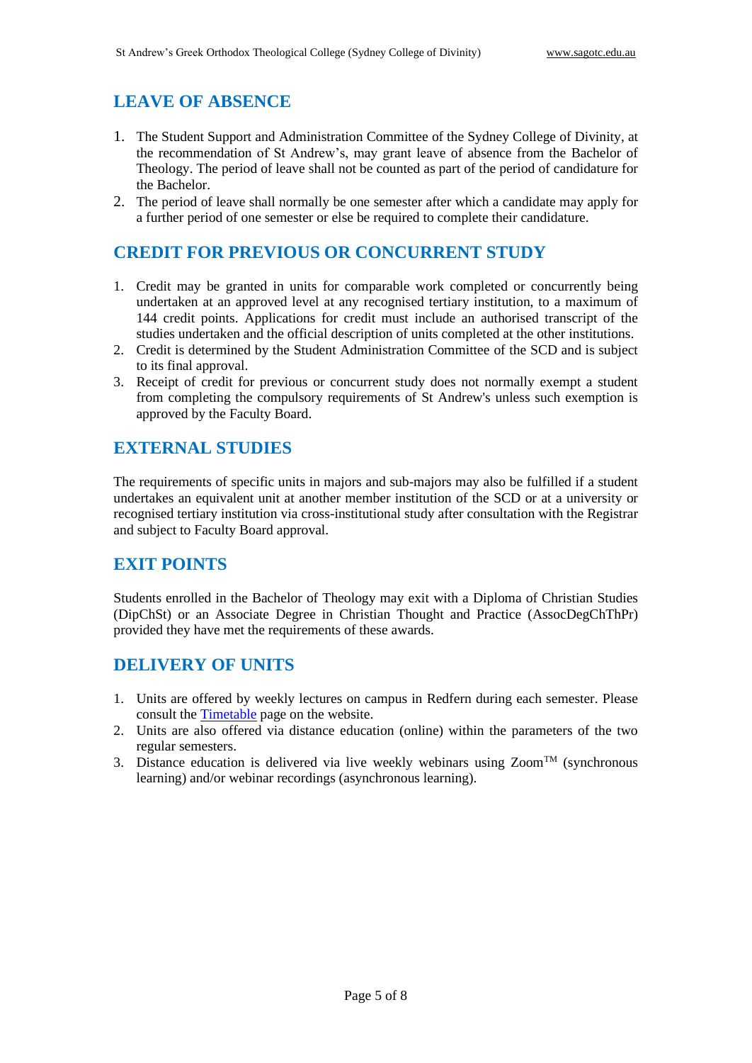## LEAVE OF ABSENCE

1. The Student Support and Administration Committee of the Sydney College of Divinity, at the recommendation of St Andrew's, may grant leave of absence from the Bachelor of Theology. The period of leave shall not be counted as part of the period of candidature for the Bachelor.
2. The period of leave shall normally be one semester after which a candidate may apply for a further period of one semester or else be required to complete their candidature.

## CREDIT FOR PREVIOUS OR CONCURRENT STUDY

1. Credit may be granted in units for comparable work completed or concurrently being undertaken at an approved level at any recognised tertiary institution, to a maximum of 144 credit points. Applications for credit must include an authorised transcript of the studies undertaken and the official description of units completed at the other institutions.
2. Credit is determined by the Student Administration Committee of the SCD and is subject to its final approval.
3. Receipt of credit for previous or concurrent study does not normally exempt a student from completing the compulsory requirements of St Andrew's unless such exemption is approved by the Faculty Board.

## EXTERNAL STUDIES

The requirements of specific units in majors and sub-majors may also be fulfilled if a student undertakes an equivalent unit at another member institution of the SCD or at a university or recognised tertiary institution via cross-institutional study after consultation with the Registrar and subject to Faculty Board approval.

## EXIT POINTS

Students enrolled in the Bachelor of Theology may exit with a Diploma of Christian Studies (DipChSt) or an Associate Degree in Christian Thought and Practice (AssocDegChThPr) provided they have met the requirements of these awards.

## DELIVERY OF UNITS

1. Units are offered by weekly lectures on campus in Redfern during each semester. Please consult the Timetable page on the website.
2. Units are also offered via distance education (online) within the parameters of the two regular semesters.
3. Distance education is delivered via live weekly webinars using Zoom™ (synchronous learning) and/or webinar recordings (asynchronous learning).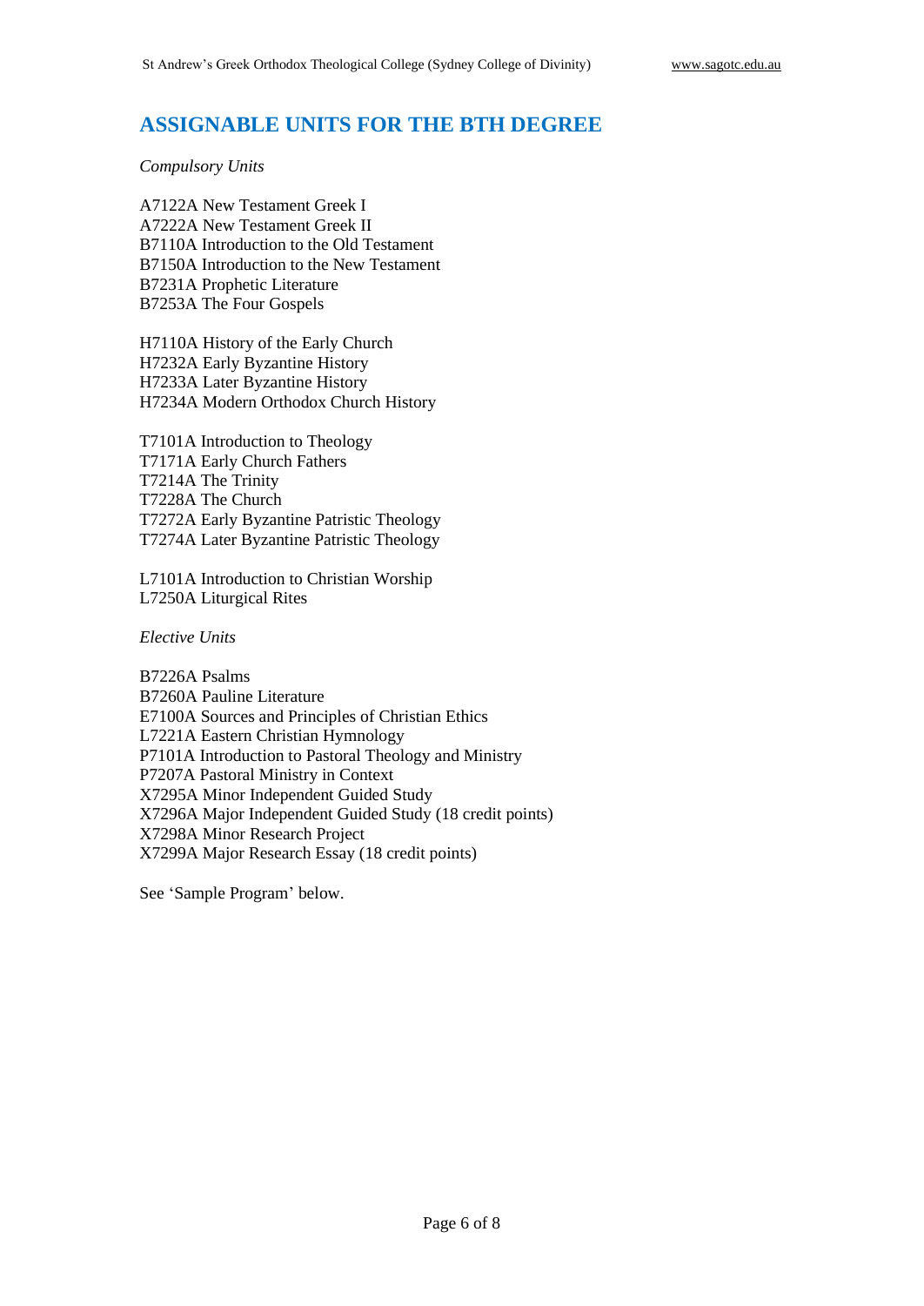## ASSIGNABLE UNITS FOR THE BTH DEGREE

*Compulsory Units*

A7122A New Testament Greek I
A7222A New Testament Greek II
B7110A Introduction to the Old Testament
B7150A Introduction to the New Testament
B7231A Prophetic Literature
B7253A The Four Gospels

H7110A History of the Early Church
H7232A Early Byzantine History
H7233A Later Byzantine History
H7234A Modern Orthodox Church History

T7101A Introduction to Theology
T7171A Early Church Fathers
T7214A The Trinity
T7228A The Church
T7272A Early Byzantine Patristic Theology
T7274A Later Byzantine Patristic Theology

L7101A Introduction to Christian Worship
L7250A Liturgical Rites

*Elective Units*

B7226A Psalms
B7260A Pauline Literature
E7100A Sources and Principles of Christian Ethics
L7221A Eastern Christian Hymnology
P7101A Introduction to Pastoral Theology and Ministry
P7207A Pastoral Ministry in Context
X7295A Minor Independent Guided Study
X7296A Major Independent Guided Study (18 credit points)
X7298A Minor Research Project
X7299A Major Research Essay (18 credit points)

See 'Sample Program' below.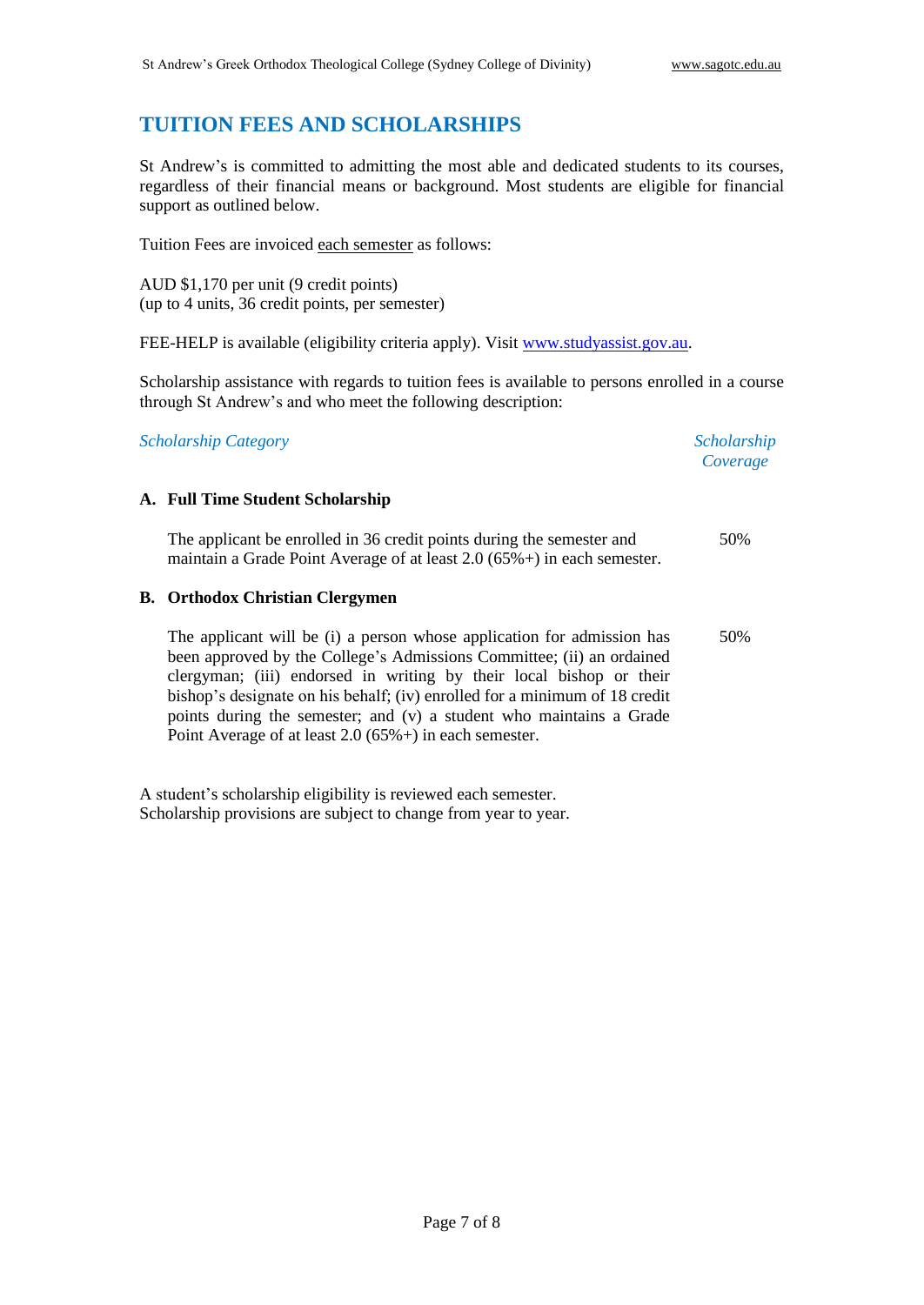## TUITION FEES AND SCHOLARSHIPS

St Andrew's is committed to admitting the most able and dedicated students to its courses, regardless of their financial means or background. Most students are eligible for financial support as outlined below.

Tuition Fees are invoiced each semester as follows:

AUD $1,170 per unit (9 credit points)
(up to 4 units, 36 credit points, per semester)

FEE-HELP is available (eligibility criteria apply). Visit [www.studyassist.gov.au](http://www.studyassist.gov.au).

Scholarship assistance with regards to tuition fees is available to persons enrolled in a course through St Andrew's and who meet the following description:

| *Scholarship Category* | *Scholarship Coverage* |
| --- | --- |
| **A. Full Time Student Scholarship** | |
| The applicant be enrolled in 36 credit points during the semester and maintain a Grade Point Average of at least 2.0 (65%+) in each semester. | 50% |
| **B. Orthodox Christian Clergymen** | |
| The applicant will be (i) a person whose application for admission has been approved by the College's Admissions Committee; (ii) an ordained clergyman; (iii) endorsed in writing by their local bishop or their bishop's designate on his behalf; (iv) enrolled for a minimum of 18 credit points during the semester; and (v) a student who maintains a Grade Point Average of at least 2.0 (65%+) in each semester. | 50% |

A student's scholarship eligibility is reviewed each semester.
Scholarship provisions are subject to change from year to year.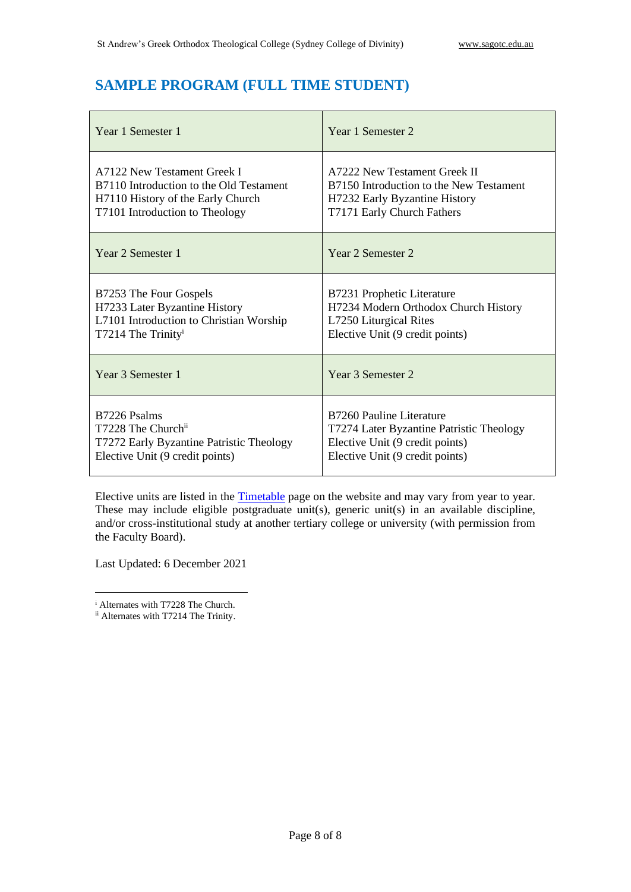## SAMPLE PROGRAM (FULL TIME STUDENT)

| | |
|---|---|
| Year 1 Semester 1 | Year 1 Semester 2 |
| A7122 New Testament Greek I<br>B7110 Introduction to the Old Testament<br>H7110 History of the Early Church<br>T7101 Introduction to Theology | A7222 New Testament Greek II<br>B7150 Introduction to the New Testament<br>H7232 Early Byzantine History<br>T7171 Early Church Fathers |
| Year 2 Semester 1 | Year 2 Semester 2 |
| B7253 The Four Gospels<br>H7233 Later Byzantine History<br>L7101 Introduction to Christian Worship<br>T7214 The Trinity[i] | B7231 Prophetic Literature<br>H7234 Modern Orthodox Church History<br>L7250 Liturgical Rites<br>Elective Unit (9 credit points) |
| Year 3 Semester 1 | Year 3 Semester 2 |
| B7226 Psalms<br>T7228 The Church[ii]<br>T7272 Early Byzantine Patristic Theology<br>Elective Unit (9 credit points) | B7260 Pauline Literature<br>T7274 Later Byzantine Patristic Theology<br>Elective Unit (9 credit points)<br>Elective Unit (9 credit points) |

Elective units are listed in the Timetable page on the website and may vary from year to year. These may include eligible postgraduate unit(s), generic unit(s) in an available discipline, and/or cross-institutional study at another tertiary college or university (with permission from the Faculty Board).

Last Updated: 6 December 2021

---

[i] Alternates with T7228 The Church.

[ii] Alternates with T7214 The Trinity.